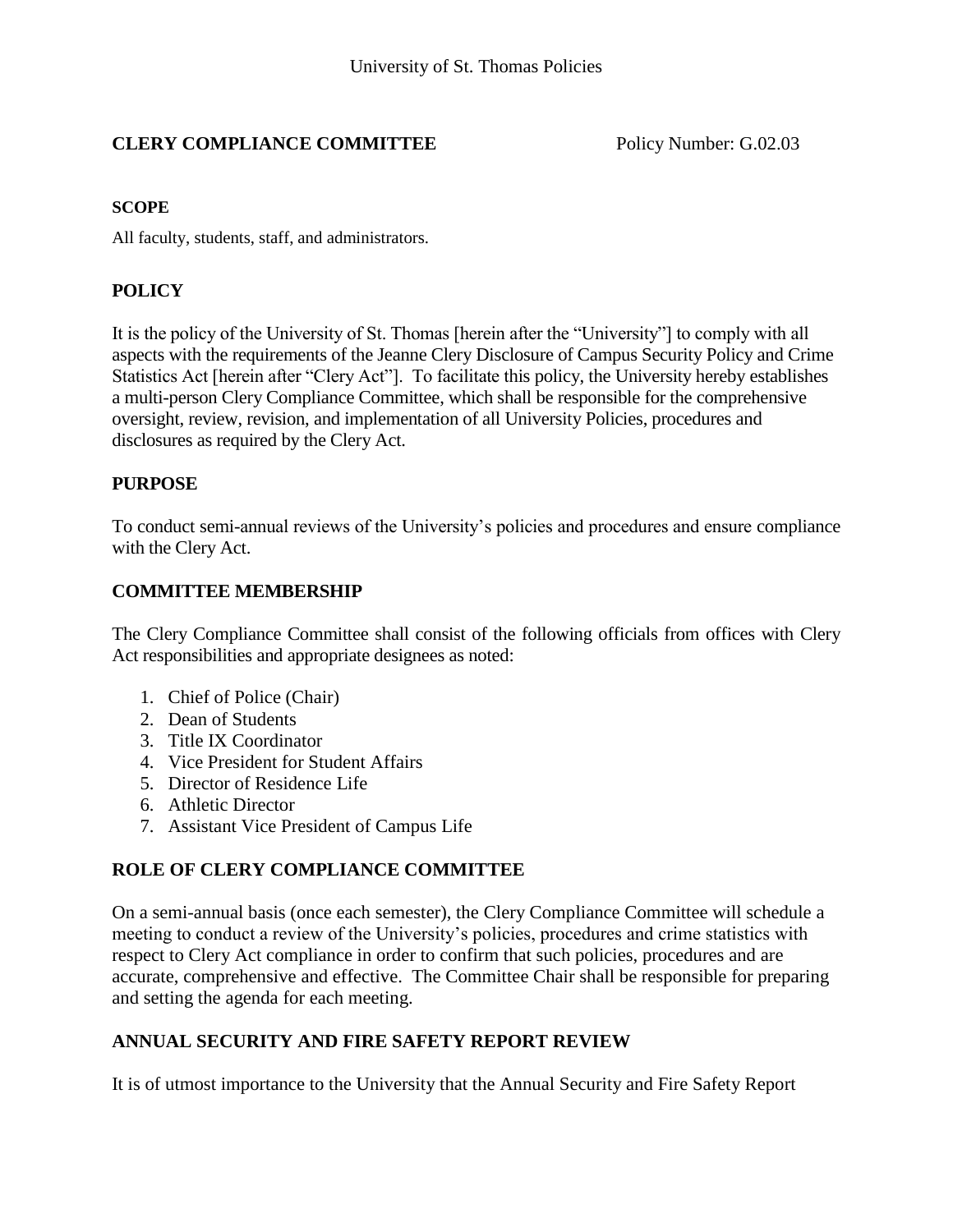**CLERY COMPLIANCE COMMITTEE** Policy Number: G.02.03

**SCOPE**

All faculty, students, staff, and administrators.

## POLICY

It is the policy of the University of St. Thomas [herein after the "University"] to comply with all aspects with the requirements of the Jeanne Clery Disclosure of Campus Security Policy and Crime Statistics Act [herein after "Clery Act"]. To facilitate this policy, the University hereby establishes a multi-person Clery Compliance Committee, which shall be responsible for the comprehensive oversight, review, revision, and implementation of all University Policies, procedures and disclosures as required by the Clery Act.

## PURPOSE

To conduct semi-annual reviews of the University's policies and procedures and ensure compliance with the Clery Act.

## COMMITTEE MEMBERSHIP

The Clery Compliance Committee shall consist of the following officials from offices with Clery Act responsibilities and appropriate designees as noted:

1. Chief of Police (Chair)
2. Dean of Students
3. Title IX Coordinator
4. Vice President for Student Affairs
5. Director of Residence Life
6. Athletic Director
7. Assistant Vice President of Campus Life

## ROLE OF CLERY COMPLIANCE COMMITTEE

On a semi-annual basis (once each semester), the Clery Compliance Committee will schedule a meeting to conduct a review of the University's policies, procedures and crime statistics with respect to Clery Act compliance in order to confirm that such policies, procedures and are accurate, comprehensive and effective. The Committee Chair shall be responsible for preparing and setting the agenda for each meeting.

## ANNUAL SECURITY AND FIRE SAFETY REPORT REVIEW

It is of utmost importance to the University that the Annual Security and Fire Safety Report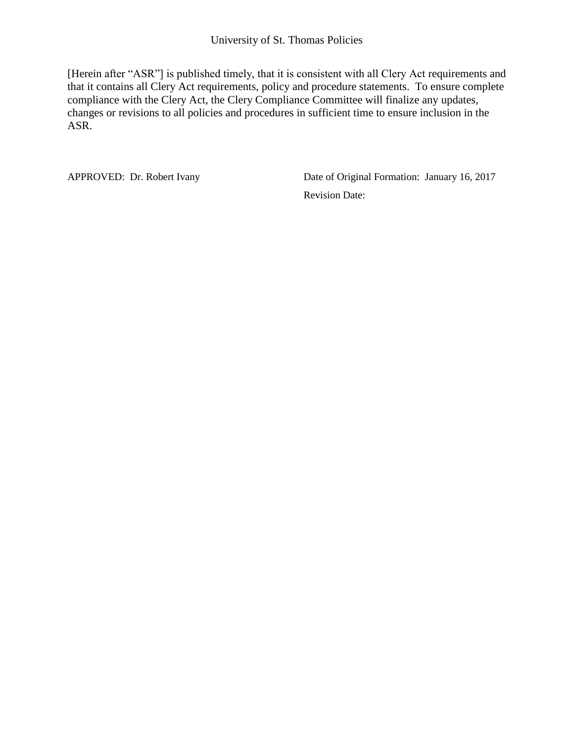[Herein after "ASR"] is published timely, that it is consistent with all Clery Act requirements and that it contains all Clery Act requirements, policy and procedure statements. To ensure complete compliance with the Clery Act, the Clery Compliance Committee will finalize any updates, changes or revisions to all policies and procedures in sufficient time to ensure inclusion in the ASR.

APPROVED: Dr. Robert Ivany

Date of Original Formation: January 16, 2017

Revision Date: